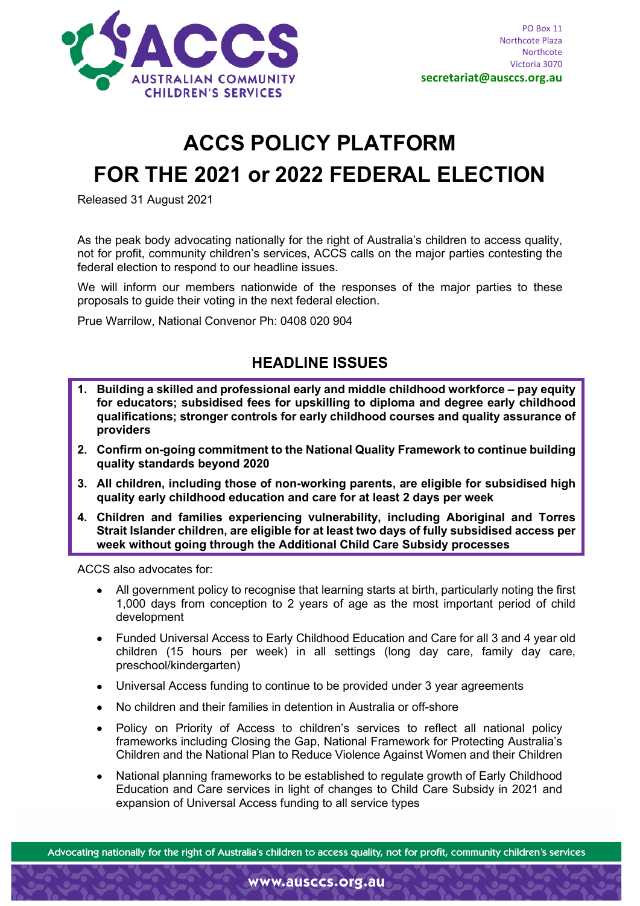ACCS
AUSTRALIAN COMMUNITY CHILDREN'S SERVICES

PO Box 11
Northcote Plaza
Northcote
Victoria 3070
**secretariat@ausccs.org.au**

# ACCS POLICY PLATFORM FOR THE 2021 or 2022 FEDERAL ELECTION

Released 31 August 2021

As the peak body advocating nationally for the right of Australia's children to access quality, not for profit, community children's services, ACCS calls on the major parties contesting the federal election to respond to our headline issues.

We will inform our members nationwide of the responses of the major parties to these proposals to guide their voting in the next federal election.

Prue Warrilow, National Convenor Ph: 0408 020 904

## HEADLINE ISSUES

1. **Building a skilled and professional early and middle childhood workforce – pay equity for educators; subsidised fees for upskilling to diploma and degree early childhood qualifications; stronger controls for early childhood courses and quality assurance of providers**
2. **Confirm on-going commitment to the National Quality Framework to continue building quality standards beyond 2020**
3. **All children, including those of non-working parents, are eligible for subsidised high quality early childhood education and care for at least 2 days per week**
4. **Children and families experiencing vulnerability, including Aboriginal and Torres Strait Islander children, are eligible for at least two days of fully subsidised access per week without going through the Additional Child Care Subsidy processes**

ACCS also advocates for:

- All government policy to recognise that learning starts at birth, particularly noting the first 1,000 days from conception to 2 years of age as the most important period of child development
- Funded Universal Access to Early Childhood Education and Care for all 3 and 4 year old children (15 hours per week) in all settings (long day care, family day care, preschool/kindergarten)
- Universal Access funding to continue to be provided under 3 year agreements
- No children and their families in detention in Australia or off-shore
- Policy on Priority of Access to children's services to reflect all national policy frameworks including Closing the Gap, National Framework for Protecting Australia's Children and the National Plan to Reduce Violence Against Women and their Children
- National planning frameworks to be established to regulate growth of Early Childhood Education and Care services in light of changes to Child Care Subsidy in 2021 and expansion of Universal Access funding to all service types

Advocating nationally for the right of Australia's children to access quality, not for profit, community children's services

www.ausccs.org.au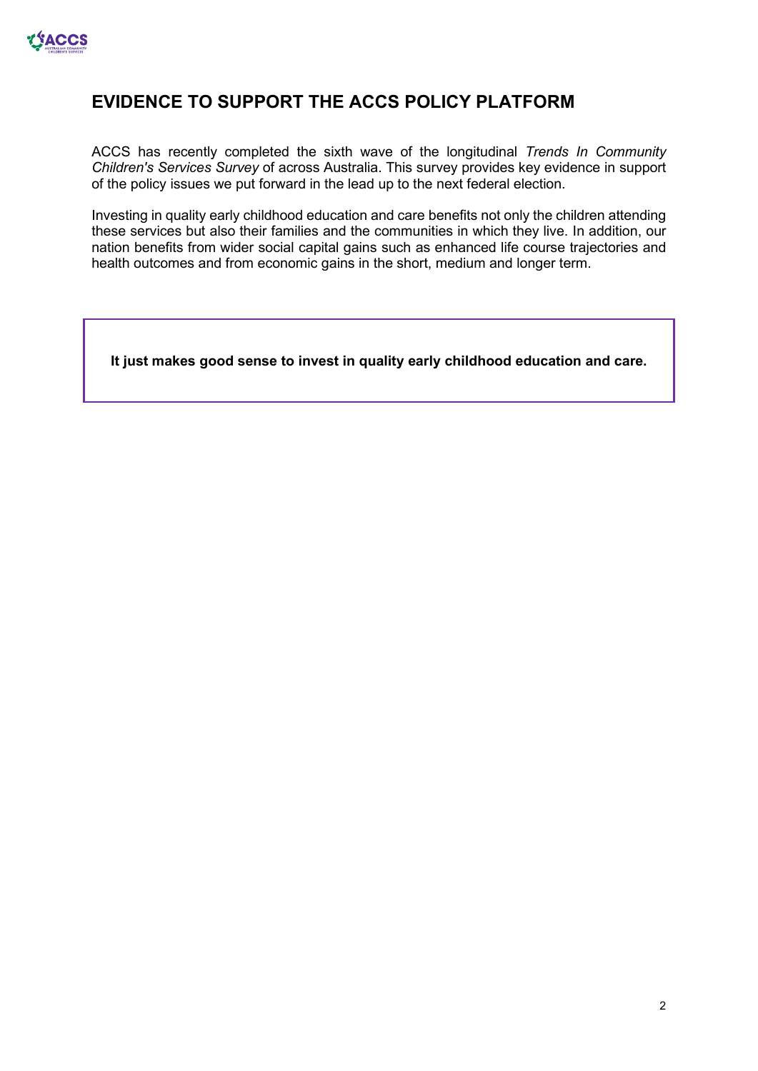# EVIDENCE TO SUPPORT THE ACCS POLICY PLATFORM

ACCS has recently completed the sixth wave of the longitudinal *Trends In Community Children's Services Survey* of across Australia. This survey provides key evidence in support of the policy issues we put forward in the lead up to the next federal election.

Investing in quality early childhood education and care benefits not only the children attending these services but also their families and the communities in which they live. In addition, our nation benefits from wider social capital gains such as enhanced life course trajectories and health outcomes and from economic gains in the short, medium and longer term.

**It just makes good sense to invest in quality early childhood education and care.**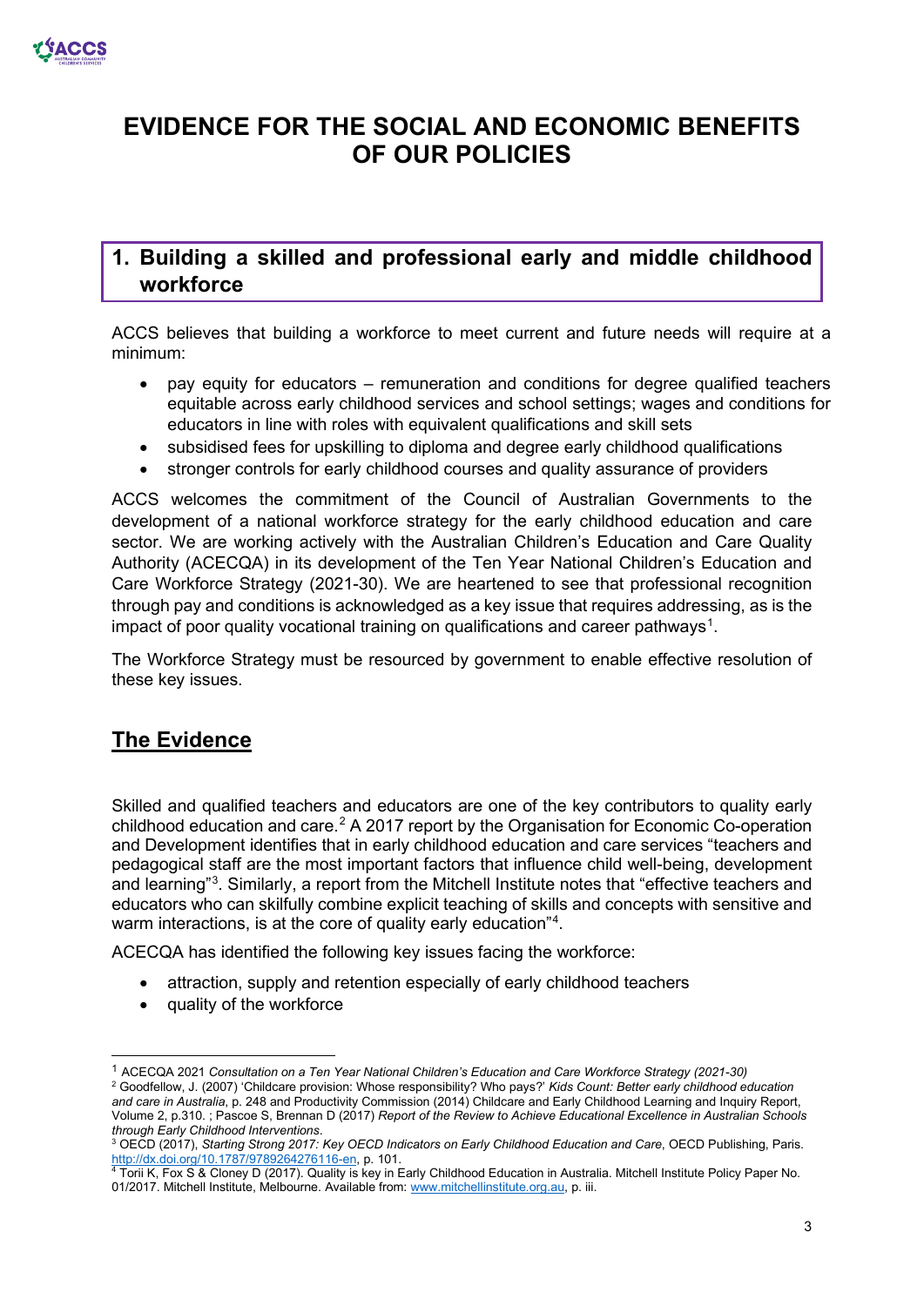# EVIDENCE FOR THE SOCIAL AND ECONOMIC BENEFITS OF OUR POLICIES

## 1. Building a skilled and professional early and middle childhood workforce

ACCS believes that building a workforce to meet current and future needs will require at a minimum:

- pay equity for educators – remuneration and conditions for degree qualified teachers equitable across early childhood services and school settings; wages and conditions for educators in line with roles with equivalent qualifications and skill sets
- subsidised fees for upskilling to diploma and degree early childhood qualifications
- stronger controls for early childhood courses and quality assurance of providers

ACCS welcomes the commitment of the Council of Australian Governments to the development of a national workforce strategy for the early childhood education and care sector. We are working actively with the Australian Children's Education and Care Quality Authority (ACECQA) in its development of the Ten Year National Children's Education and Care Workforce Strategy (2021-30). We are heartened to see that professional recognition through pay and conditions is acknowledged as a key issue that requires addressing, as is the impact of poor quality vocational training on qualifications and career pathways[1].

The Workforce Strategy must be resourced by government to enable effective resolution of these key issues.

## The Evidence

Skilled and qualified teachers and educators are one of the key contributors to quality early childhood education and care.[2] A 2017 report by the Organisation for Economic Co-operation and Development identifies that in early childhood education and care services "teachers and pedagogical staff are the most important factors that influence child well-being, development and learning"[3]. Similarly, a report from the Mitchell Institute notes that "effective teachers and educators who can skilfully combine explicit teaching of skills and concepts with sensitive and warm interactions, is at the core of quality early education"[4].

ACECQA has identified the following key issues facing the workforce:

- attraction, supply and retention especially of early childhood teachers
- quality of the workforce

---

[1] ACECQA 2021 *Consultation on a Ten Year National Children's Education and Care Workforce Strategy (2021-30)*

[2] Goodfellow, J. (2007) 'Childcare provision: Whose responsibility? Who pays?' *Kids Count: Better early childhood education and care in Australia*, p. 248 and Productivity Commission (2014) Childcare and Early Childhood Learning and Inquiry Report, Volume 2, p.310. ; Pascoe S, Brennan D (2017) *Report of the Review to Achieve Educational Excellence in Australian Schools through Early Childhood Interventions*.

[3] OECD (2017), *Starting Strong 2017: Key OECD Indicators on Early Childhood Education and Care*, OECD Publishing, Paris. http://dx.doi.org/10.1787/9789264276116-en, p. 101.

[4] Torii K, Fox S & Cloney D (2017). Quality is key in Early Childhood Education in Australia. Mitchell Institute Policy Paper No. 01/2017. Mitchell Institute, Melbourne. Available from: www.mitchellinstitute.org.au, p. iii.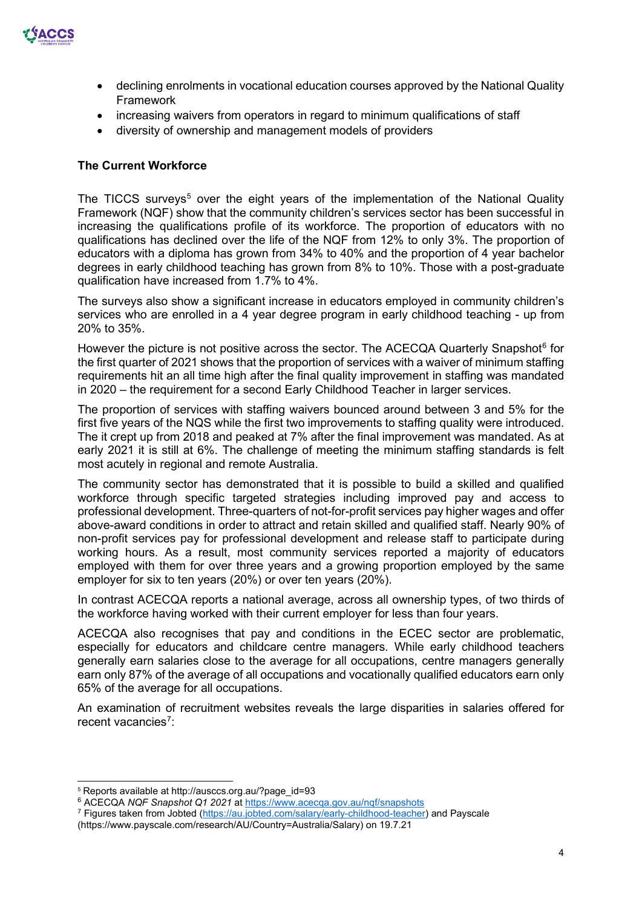- declining enrolments in vocational education courses approved by the National Quality Framework
- increasing waivers from operators in regard to minimum qualifications of staff
- diversity of ownership and management models of providers

**The Current Workforce**

The TICCS surveys[5] over the eight years of the implementation of the National Quality Framework (NQF) show that the community children's services sector has been successful in increasing the qualifications profile of its workforce. The proportion of educators with no qualifications has declined over the life of the NQF from 12% to only 3%. The proportion of educators with a diploma has grown from 34% to 40% and the proportion of 4 year bachelor degrees in early childhood teaching has grown from 8% to 10%. Those with a post-graduate qualification have increased from 1.7% to 4%.

The surveys also show a significant increase in educators employed in community children's services who are enrolled in a 4 year degree program in early childhood teaching - up from 20% to 35%.

However the picture is not positive across the sector. The ACECQA Quarterly Snapshot[6] for the first quarter of 2021 shows that the proportion of services with a waiver of minimum staffing requirements hit an all time high after the final quality improvement in staffing was mandated in 2020 – the requirement for a second Early Childhood Teacher in larger services.

The proportion of services with staffing waivers bounced around between 3 and 5% for the first five years of the NQS while the first two improvements to staffing quality were introduced. The it crept up from 2018 and peaked at 7% after the final improvement was mandated. As at early 2021 it is still at 6%. The challenge of meeting the minimum staffing standards is felt most acutely in regional and remote Australia.

The community sector has demonstrated that it is possible to build a skilled and qualified workforce through specific targeted strategies including improved pay and access to professional development. Three-quarters of not-for-profit services pay higher wages and offer above-award conditions in order to attract and retain skilled and qualified staff. Nearly 90% of non-profit services pay for professional development and release staff to participate during working hours. As a result, most community services reported a majority of educators employed with them for over three years and a growing proportion employed by the same employer for six to ten years (20%) or over ten years (20%).

In contrast ACECQA reports a national average, across all ownership types, of two thirds of the workforce having worked with their current employer for less than four years.

ACECQA also recognises that pay and conditions in the ECEC sector are problematic, especially for educators and childcare centre managers. While early childhood teachers generally earn salaries close to the average for all occupations, centre managers generally earn only 87% of the average of all occupations and vocationally qualified educators earn only 65% of the average for all occupations.

An examination of recruitment websites reveals the large disparities in salaries offered for recent vacancies[7]:

---

[5] Reports available at http://ausccs.org.au/?page_id=93

[6] ACECQA *NQF Snapshot Q1 2021* at https://www.acecqa.gov.au/nqf/snapshots

[7] Figures taken from Jobted (https://au.jobted.com/salary/early-childhood-teacher) and Payscale (https://www.payscale.com/research/AU/Country=Australia/Salary) on 19.7.21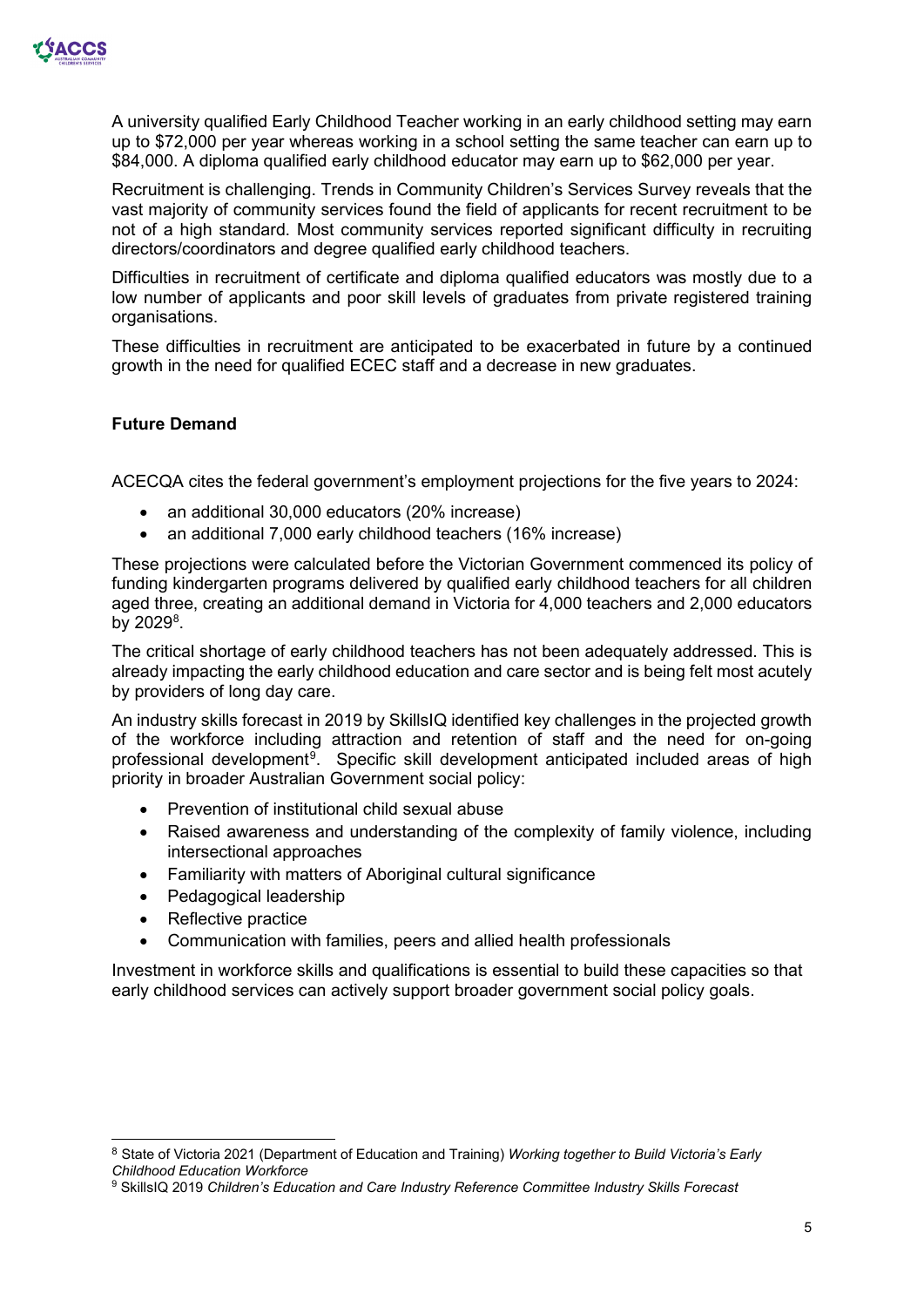A university qualified Early Childhood Teacher working in an early childhood setting may earn up to $72,000 per year whereas working in a school setting the same teacher can earn up to $84,000. A diploma qualified early childhood educator may earn up to $62,000 per year.

Recruitment is challenging. Trends in Community Children's Services Survey reveals that the vast majority of community services found the field of applicants for recent recruitment to be not of a high standard. Most community services reported significant difficulty in recruiting directors/coordinators and degree qualified early childhood teachers.

Difficulties in recruitment of certificate and diploma qualified educators was mostly due to a low number of applicants and poor skill levels of graduates from private registered training organisations.

These difficulties in recruitment are anticipated to be exacerbated in future by a continued growth in the need for qualified ECEC staff and a decrease in new graduates.

**Future Demand**

ACECQA cites the federal government's employment projections for the five years to 2024:

- an additional 30,000 educators (20% increase)
- an additional 7,000 early childhood teachers (16% increase)

These projections were calculated before the Victorian Government commenced its policy of funding kindergarten programs delivered by qualified early childhood teachers for all children aged three, creating an additional demand in Victoria for 4,000 teachers and 2,000 educators by 2029[8].

The critical shortage of early childhood teachers has not been adequately addressed. This is already impacting the early childhood education and care sector and is being felt most acutely by providers of long day care.

An industry skills forecast in 2019 by SkillsIQ identified key challenges in the projected growth of the workforce including attraction and retention of staff and the need for on-going professional development[9]. Specific skill development anticipated included areas of high priority in broader Australian Government social policy:

- Prevention of institutional child sexual abuse
- Raised awareness and understanding of the complexity of family violence, including intersectional approaches
- Familiarity with matters of Aboriginal cultural significance
- Pedagogical leadership
- Reflective practice
- Communication with families, peers and allied health professionals

Investment in workforce skills and qualifications is essential to build these capacities so that early childhood services can actively support broader government social policy goals.

[8] State of Victoria 2021 (Department of Education and Training) *Working together to Build Victoria's Early Childhood Education Workforce*

[9] SkillsIQ 2019 *Children's Education and Care Industry Reference Committee Industry Skills Forecast*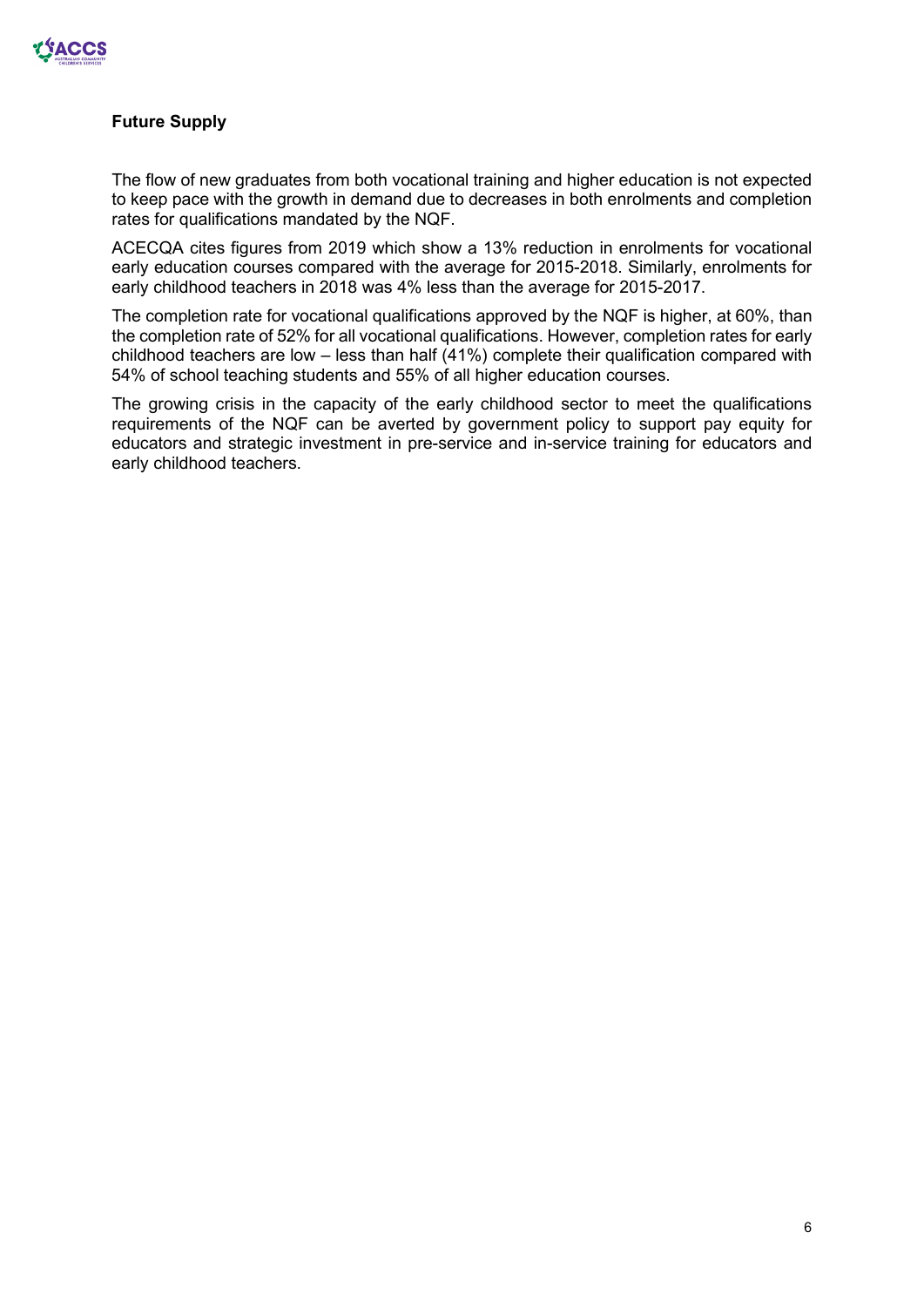### Future Supply

The flow of new graduates from both vocational training and higher education is not expected to keep pace with the growth in demand due to decreases in both enrolments and completion rates for qualifications mandated by the NQF.

ACECQA cites figures from 2019 which show a 13% reduction in enrolments for vocational early education courses compared with the average for 2015-2018. Similarly, enrolments for early childhood teachers in 2018 was 4% less than the average for 2015-2017.

The completion rate for vocational qualifications approved by the NQF is higher, at 60%, than the completion rate of 52% for all vocational qualifications. However, completion rates for early childhood teachers are low – less than half (41%) complete their qualification compared with 54% of school teaching students and 55% of all higher education courses.

The growing crisis in the capacity of the early childhood sector to meet the qualifications requirements of the NQF can be averted by government policy to support pay equity for educators and strategic investment in pre-service and in-service training for educators and early childhood teachers.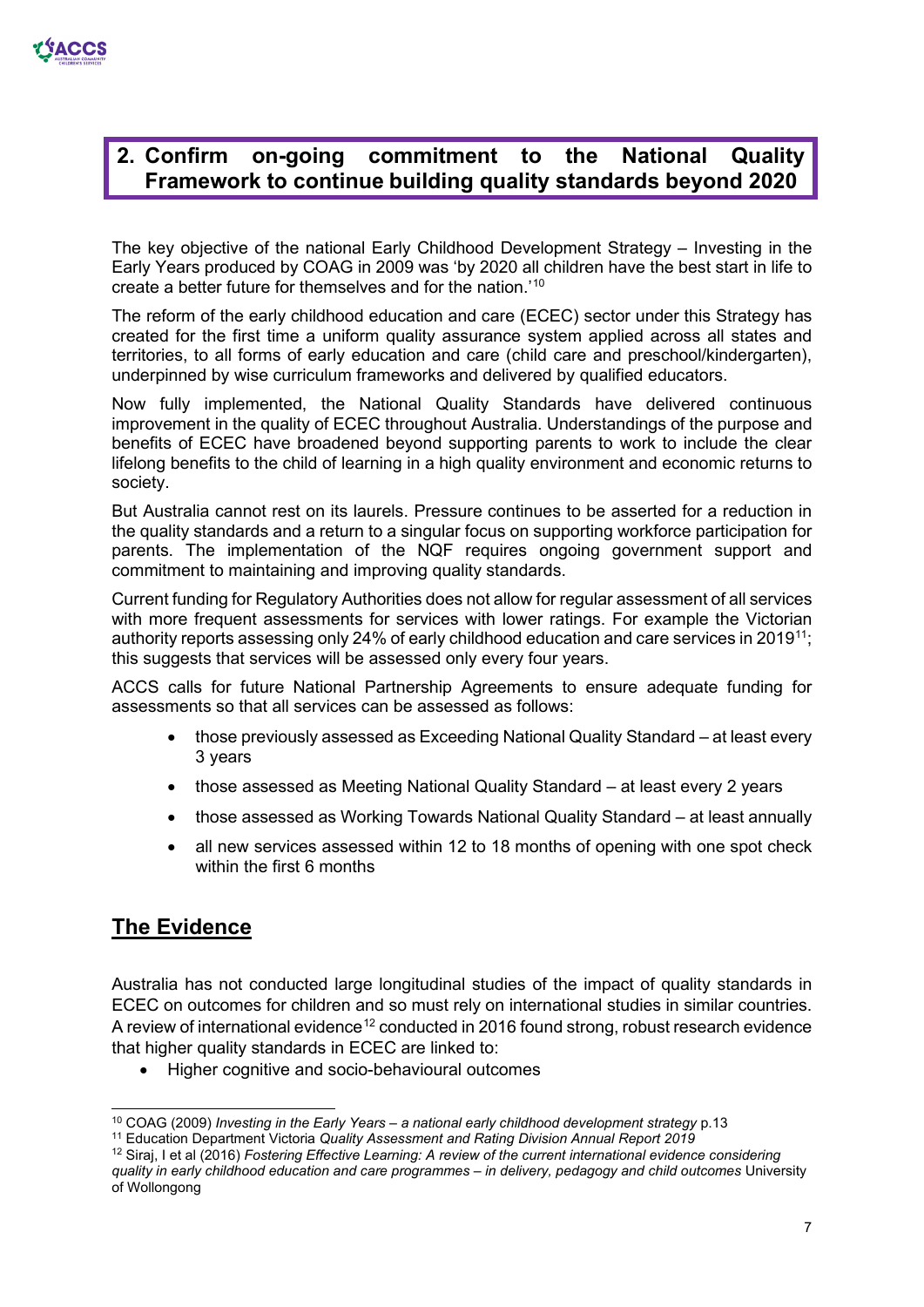## 2. Confirm on-going commitment to the National Quality Framework to continue building quality standards beyond 2020

The key objective of the national Early Childhood Development Strategy – Investing in the Early Years produced by COAG in 2009 was 'by 2020 all children have the best start in life to create a better future for themselves and for the nation.'[10]

The reform of the early childhood education and care (ECEC) sector under this Strategy has created for the first time a uniform quality assurance system applied across all states and territories, to all forms of early education and care (child care and preschool/kindergarten), underpinned by wise curriculum frameworks and delivered by qualified educators.

Now fully implemented, the National Quality Standards have delivered continuous improvement in the quality of ECEC throughout Australia. Understandings of the purpose and benefits of ECEC have broadened beyond supporting parents to work to include the clear lifelong benefits to the child of learning in a high quality environment and economic returns to society.

But Australia cannot rest on its laurels. Pressure continues to be asserted for a reduction in the quality standards and a return to a singular focus on supporting workforce participation for parents. The implementation of the NQF requires ongoing government support and commitment to maintaining and improving quality standards.

Current funding for Regulatory Authorities does not allow for regular assessment of all services with more frequent assessments for services with lower ratings. For example the Victorian authority reports assessing only 24% of early childhood education and care services in 2019[11]; this suggests that services will be assessed only every four years.

ACCS calls for future National Partnership Agreements to ensure adequate funding for assessments so that all services can be assessed as follows:

- those previously assessed as Exceeding National Quality Standard – at least every 3 years
- those assessed as Meeting National Quality Standard – at least every 2 years
- those assessed as Working Towards National Quality Standard – at least annually
- all new services assessed within 12 to 18 months of opening with one spot check within the first 6 months

## The Evidence

Australia has not conducted large longitudinal studies of the impact of quality standards in ECEC on outcomes for children and so must rely on international studies in similar countries. A review of international evidence[12] conducted in 2016 found strong, robust research evidence that higher quality standards in ECEC are linked to:

- Higher cognitive and socio-behavioural outcomes

---

[10] COAG (2009) *Investing in the Early Years – a national early childhood development strategy* p.13

[11] Education Department Victoria *Quality Assessment and Rating Division Annual Report 2019*

[12] Siraj, I et al (2016) *Fostering Effective Learning: A review of the current international evidence considering quality in early childhood education and care programmes – in delivery, pedagogy and child outcomes* University of Wollongong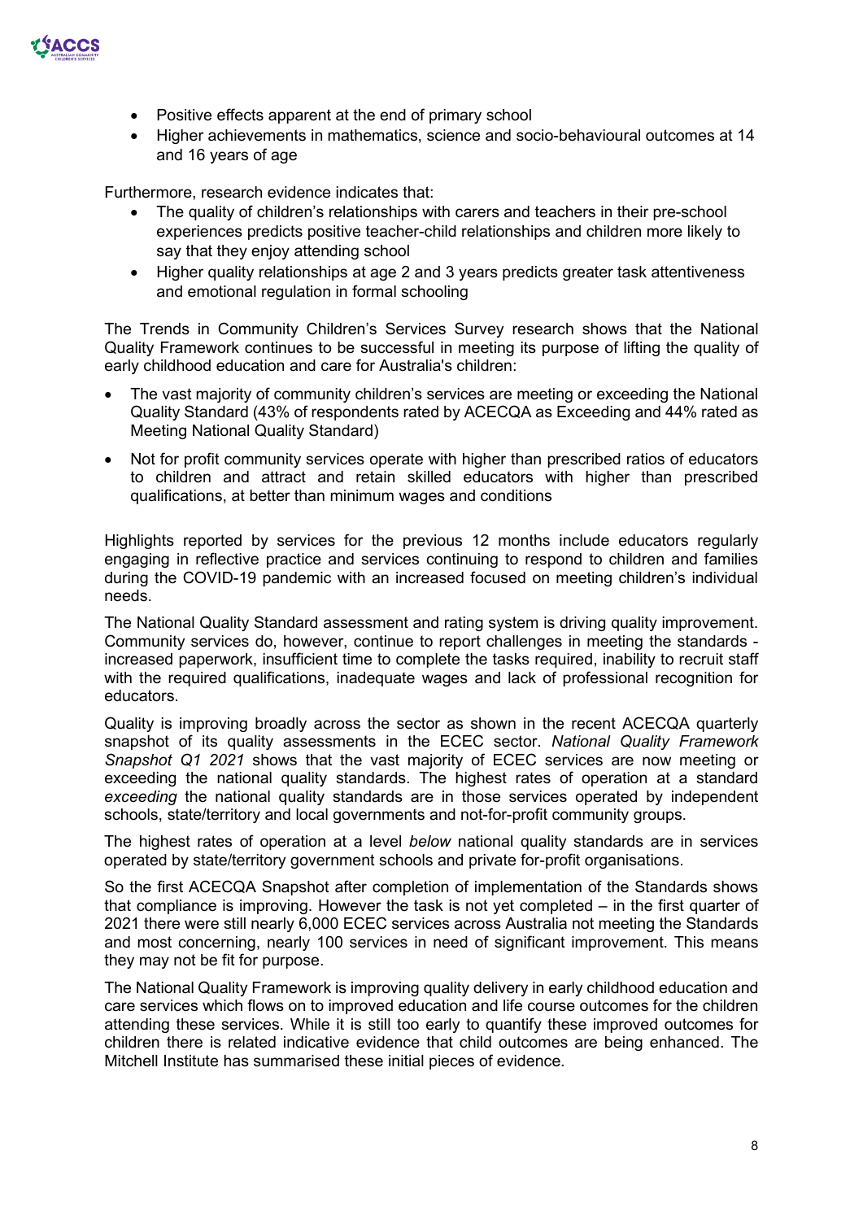- Positive effects apparent at the end of primary school
- Higher achievements in mathematics, science and socio-behavioural outcomes at 14 and 16 years of age

Furthermore, research evidence indicates that:

- The quality of children's relationships with carers and teachers in their pre-school experiences predicts positive teacher-child relationships and children more likely to say that they enjoy attending school
- Higher quality relationships at age 2 and 3 years predicts greater task attentiveness and emotional regulation in formal schooling

The Trends in Community Children's Services Survey research shows that the National Quality Framework continues to be successful in meeting its purpose of lifting the quality of early childhood education and care for Australia's children:

- The vast majority of community children's services are meeting or exceeding the National Quality Standard (43% of respondents rated by ACECQA as Exceeding and 44% rated as Meeting National Quality Standard)
- Not for profit community services operate with higher than prescribed ratios of educators to children and attract and retain skilled educators with higher than prescribed qualifications, at better than minimum wages and conditions

Highlights reported by services for the previous 12 months include educators regularly engaging in reflective practice and services continuing to respond to children and families during the COVID-19 pandemic with an increased focused on meeting children's individual needs.

The National Quality Standard assessment and rating system is driving quality improvement. Community services do, however, continue to report challenges in meeting the standards - increased paperwork, insufficient time to complete the tasks required, inability to recruit staff with the required qualifications, inadequate wages and lack of professional recognition for educators.

Quality is improving broadly across the sector as shown in the recent ACECQA quarterly snapshot of its quality assessments in the ECEC sector. *National Quality Framework Snapshot Q1 2021* shows that the vast majority of ECEC services are now meeting or exceeding the national quality standards. The highest rates of operation at a standard *exceeding* the national quality standards are in those services operated by independent schools, state/territory and local governments and not-for-profit community groups.

The highest rates of operation at a level *below* national quality standards are in services operated by state/territory government schools and private for-profit organisations.

So the first ACECQA Snapshot after completion of implementation of the Standards shows that compliance is improving. However the task is not yet completed – in the first quarter of 2021 there were still nearly 6,000 ECEC services across Australia not meeting the Standards and most concerning, nearly 100 services in need of significant improvement. This means they may not be fit for purpose.

The National Quality Framework is improving quality delivery in early childhood education and care services which flows on to improved education and life course outcomes for the children attending these services. While it is still too early to quantify these improved outcomes for children there is related indicative evidence that child outcomes are being enhanced. The Mitchell Institute has summarised these initial pieces of evidence.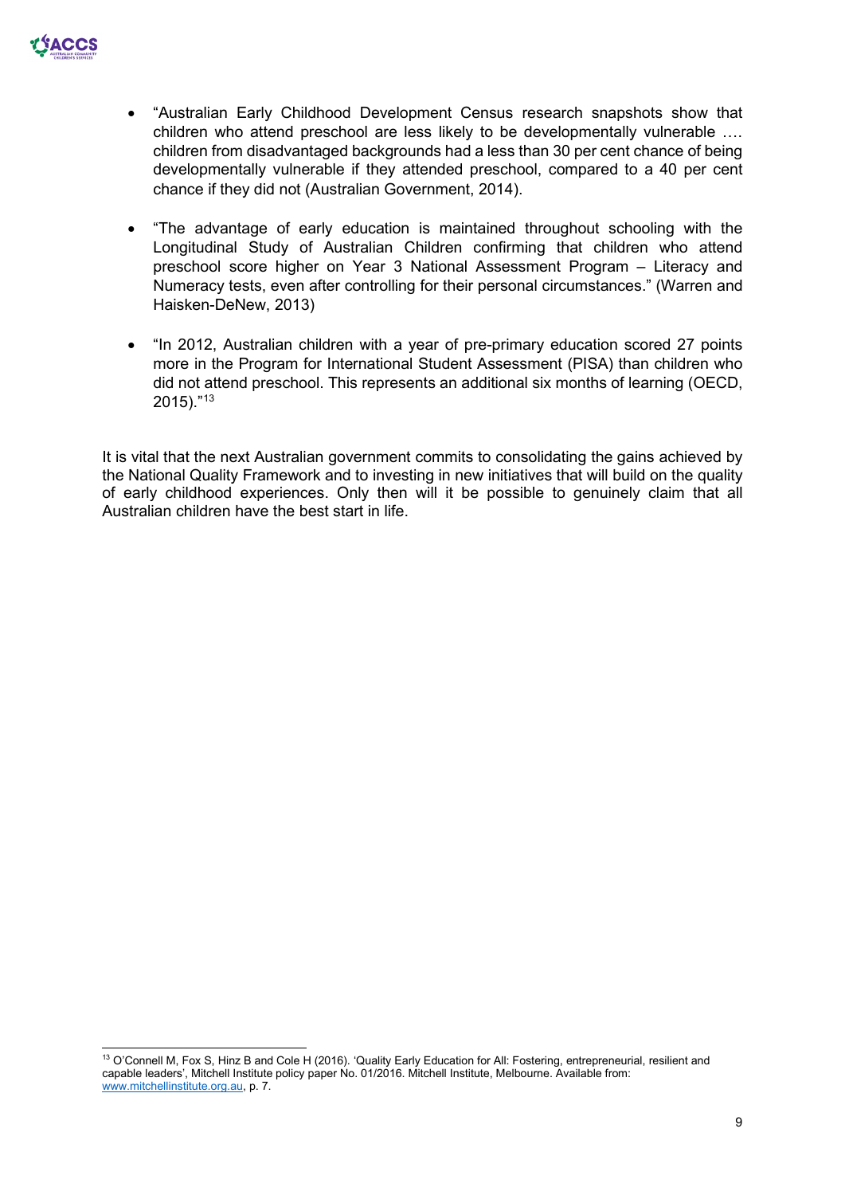- "Australian Early Childhood Development Census research snapshots show that children who attend preschool are less likely to be developmentally vulnerable …. children from disadvantaged backgrounds had a less than 30 per cent chance of being developmentally vulnerable if they attended preschool, compared to a 40 per cent chance if they did not (Australian Government, 2014).

- "The advantage of early education is maintained throughout schooling with the Longitudinal Study of Australian Children confirming that children who attend preschool score higher on Year 3 National Assessment Program – Literacy and Numeracy tests, even after controlling for their personal circumstances." (Warren and Haisken-DeNew, 2013)

- "In 2012, Australian children with a year of pre-primary education scored 27 points more in the Program for International Student Assessment (PISA) than children who did not attend preschool. This represents an additional six months of learning (OECD, 2015)."[13]

It is vital that the next Australian government commits to consolidating the gains achieved by the National Quality Framework and to investing in new initiatives that will build on the quality of early childhood experiences. Only then will it be possible to genuinely claim that all Australian children have the best start in life.

---

[13] O'Connell M, Fox S, Hinz B and Cole H (2016). 'Quality Early Education for All: Fostering, entrepreneurial, resilient and capable leaders', Mitchell Institute policy paper No. 01/2016. Mitchell Institute, Melbourne. Available from: www.mitchellinstitute.org.au, p. 7.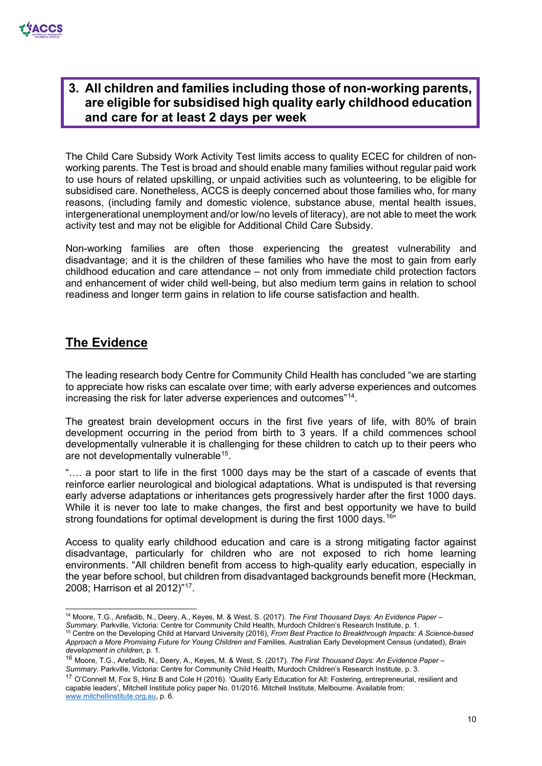## 3. All children and families including those of non-working parents, are eligible for subsidised high quality early childhood education and care for at least 2 days per week

The Child Care Subsidy Work Activity Test limits access to quality ECEC for children of non-working parents. The Test is broad and should enable many families without regular paid work to use hours of related upskilling, or unpaid activities such as volunteering, to be eligible for subsidised care. Nonetheless, ACCS is deeply concerned about those families who, for many reasons, (including family and domestic violence, substance abuse, mental health issues, intergenerational unemployment and/or low/no levels of literacy), are not able to meet the work activity test and may not be eligible for Additional Child Care Subsidy.

Non-working families are often those experiencing the greatest vulnerability and disadvantage; and it is the children of these families who have the most to gain from early childhood education and care attendance – not only from immediate child protection factors and enhancement of wider child well-being, but also medium term gains in relation to school readiness and longer term gains in relation to life course satisfaction and health.

## The Evidence

The leading research body Centre for Community Child Health has concluded "we are starting to appreciate how risks can escalate over time; with early adverse experiences and outcomes increasing the risk for later adverse experiences and outcomes"[14].

The greatest brain development occurs in the first five years of life, with 80% of brain development occurring in the period from birth to 3 years. If a child commences school developmentally vulnerable it is challenging for these children to catch up to their peers who are not developmentally vulnerable[15].

"…. a poor start to life in the first 1000 days may be the start of a cascade of events that reinforce earlier neurological and biological adaptations. What is undisputed is that reversing early adverse adaptations or inheritances gets progressively harder after the first 1000 days. While it is never too late to make changes, the first and best opportunity we have to build strong foundations for optimal development is during the first 1000 days.[16]"

Access to quality early childhood education and care is a strong mitigating factor against disadvantage, particularly for children who are not exposed to rich home learning environments. "All children benefit from access to high-quality early education, especially in the year before school, but children from disadvantaged backgrounds benefit more (Heckman, 2008; Harrison et al 2012)"[17].

---

[14] Moore, T.G., Arefadib, N., Deery, A., Keyes, M. & West, S. (2017). *The First Thousand Days: An Evidence Paper – Summary*. Parkville, Victoria: Centre for Community Child Health, Murdoch Children's Research Institute, p. 1.

[15] Centre on the Developing Child at Harvard University (2016), *From Best Practice to Breakthrough Impacts: A Science-based Approach a More Promising Future for Young Children and* Families. Australian Early Development Census (undated), *Brain development in children*, p. 1.

[16] Moore, T.G., Arefadib, N., Deery, A., Keyes, M. & West, S. (2017). *The First Thousand Days: An Evidence Paper – Summary*. Parkville, Victoria: Centre for Community Child Health, Murdoch Children's Research Institute, p. 3.

[17] O'Connell M, Fox S, Hinz B and Cole H (2016). 'Quality Early Education for All: Fostering, entrepreneurial, resilient and capable leaders', Mitchell Institute policy paper No. 01/2016. Mitchell Institute, Melbourne. Available from: www.mitchellinstitute.org.au, p. 6.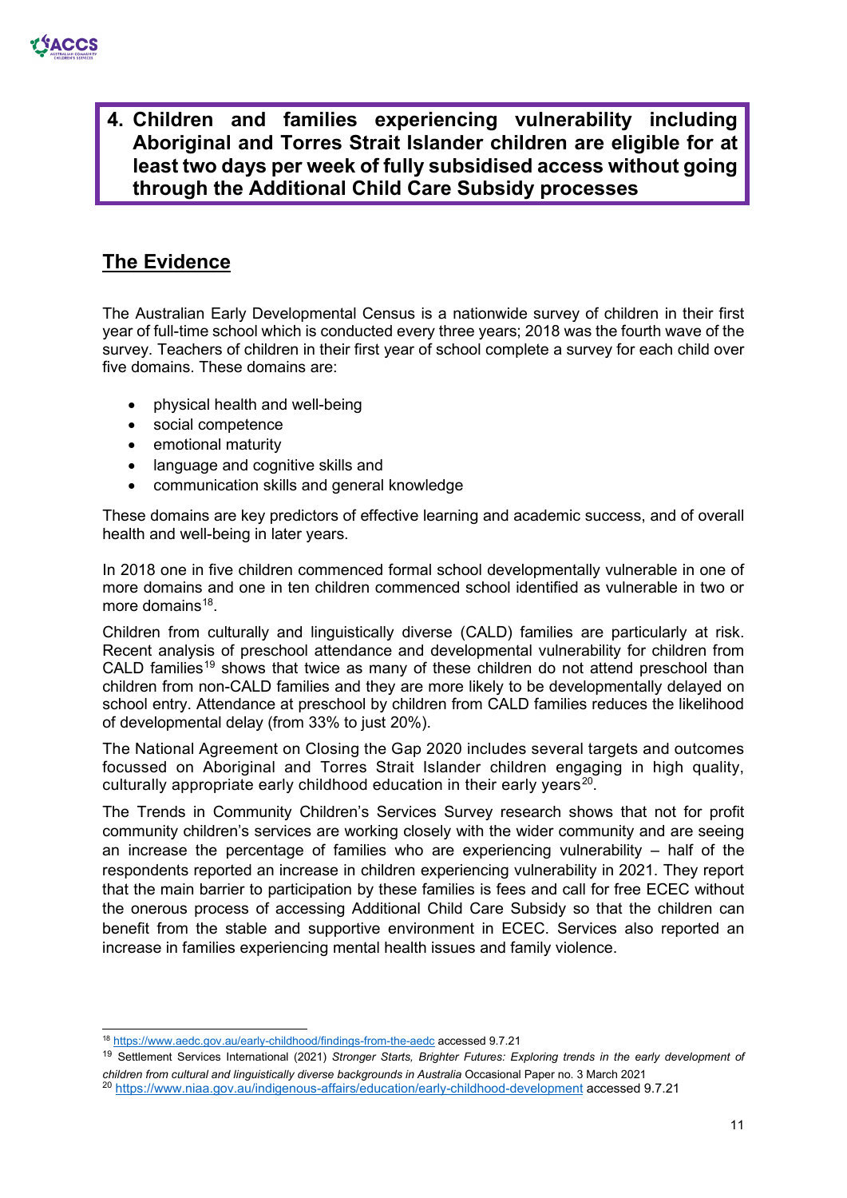## 4. Children and families experiencing vulnerability including Aboriginal and Torres Strait Islander children are eligible for at least two days per week of fully subsidised access without going through the Additional Child Care Subsidy processes

## The Evidence

The Australian Early Developmental Census is a nationwide survey of children in their first year of full-time school which is conducted every three years; 2018 was the fourth wave of the survey. Teachers of children in their first year of school complete a survey for each child over five domains. These domains are:

- physical health and well-being
- social competence
- emotional maturity
- language and cognitive skills and
- communication skills and general knowledge

These domains are key predictors of effective learning and academic success, and of overall health and well-being in later years.

In 2018 one in five children commenced formal school developmentally vulnerable in one of more domains and one in ten children commenced school identified as vulnerable in two or more domains[18].

Children from culturally and linguistically diverse (CALD) families are particularly at risk. Recent analysis of preschool attendance and developmental vulnerability for children from CALD families[19] shows that twice as many of these children do not attend preschool than children from non-CALD families and they are more likely to be developmentally delayed on school entry. Attendance at preschool by children from CALD families reduces the likelihood of developmental delay (from 33% to just 20%).

The National Agreement on Closing the Gap 2020 includes several targets and outcomes focussed on Aboriginal and Torres Strait Islander children engaging in high quality, culturally appropriate early childhood education in their early years[20].

The Trends in Community Children's Services Survey research shows that not for profit community children's services are working closely with the wider community and are seeing an increase the percentage of families who are experiencing vulnerability – half of the respondents reported an increase in children experiencing vulnerability in 2021. They report that the main barrier to participation by these families is fees and call for free ECEC without the onerous process of accessing Additional Child Care Subsidy so that the children can benefit from the stable and supportive environment in ECEC. Services also reported an increase in families experiencing mental health issues and family violence.

---

[18] https://www.aedc.gov.au/early-childhood/findings-from-the-aedc accessed 9.7.21

[19] Settlement Services International (2021) *Stronger Starts, Brighter Futures: Exploring trends in the early development of children from cultural and linguistically diverse backgrounds in Australia* Occasional Paper no. 3 March 2021

[20] https://www.niaa.gov.au/indigenous-affairs/education/early-childhood-development accessed 9.7.21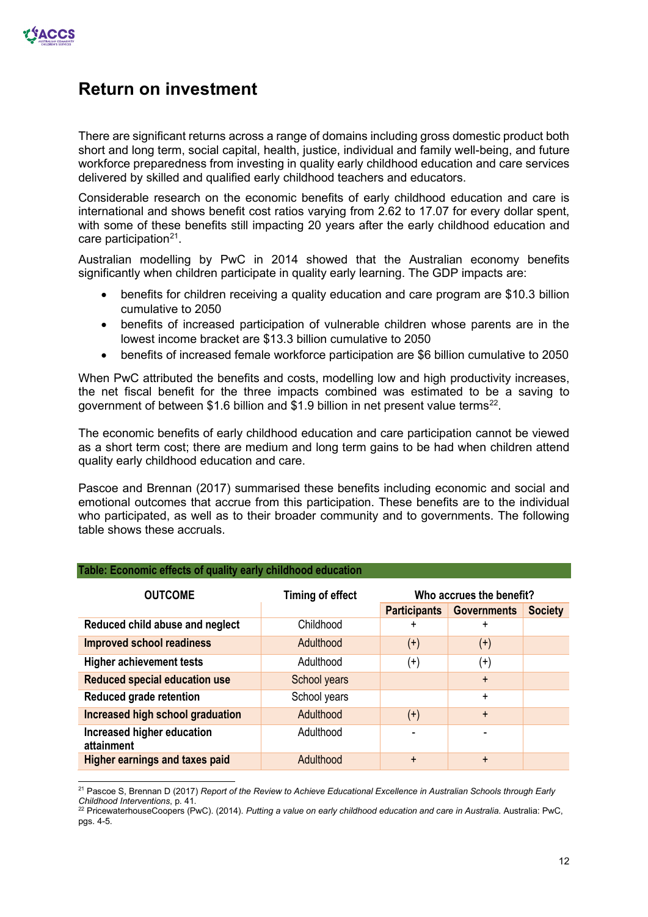## Return on investment

There are significant returns across a range of domains including gross domestic product both short and long term, social capital, health, justice, individual and family well-being, and future workforce preparedness from investing in quality early childhood education and care services delivered by skilled and qualified early childhood teachers and educators.

Considerable research on the economic benefits of early childhood education and care is international and shows benefit cost ratios varying from 2.62 to 17.07 for every dollar spent, with some of these benefits still impacting 20 years after the early childhood education and care participation[21].

Australian modelling by PwC in 2014 showed that the Australian economy benefits significantly when children participate in quality early learning. The GDP impacts are:

- benefits for children receiving a quality education and care program are $10.3 billion cumulative to 2050
- benefits of increased participation of vulnerable children whose parents are in the lowest income bracket are $13.3 billion cumulative to 2050
- benefits of increased female workforce participation are $6 billion cumulative to 2050

When PwC attributed the benefits and costs, modelling low and high productivity increases, the net fiscal benefit for the three impacts combined was estimated to be a saving to government of between $1.6 billion and $1.9 billion in net present value terms[22].

The economic benefits of early childhood education and care participation cannot be viewed as a short term cost; there are medium and long term gains to be had when children attend quality early childhood education and care.

Pascoe and Brennan (2017) summarised these benefits including economic and social and emotional outcomes that accrue from this participation. These benefits are to the individual who participated, as well as to their broader community and to governments. The following table shows these accruals.

**Table: Economic effects of quality early childhood education**

| OUTCOME | Timing of effect | Who accrues the benefit? | | |
|---|---|---|---|---|
| | | Participants | Governments | Society |
| Reduced child abuse and neglect | Childhood | + | + | |
| Improved school readiness | Adulthood | (+) | (+) | |
| Higher achievement tests | Adulthood | (+) | (+) | |
| Reduced special education use | School years | | + | |
| Reduced grade retention | School years | | + | |
| Increased high school graduation | Adulthood | (+) | + | |
| Increased higher education attainment | Adulthood | - | - | |
| Higher earnings and taxes paid | Adulthood | + | + | |

[21] Pascoe S, Brennan D (2017) *Report of the Review to Achieve Educational Excellence in Australian Schools through Early Childhood Interventions*, p. 41.

[22] PricewaterhouseCoopers (PwC). (2014). *Putting a value on early childhood education and care in Australia.* Australia: PwC, pgs. 4-5.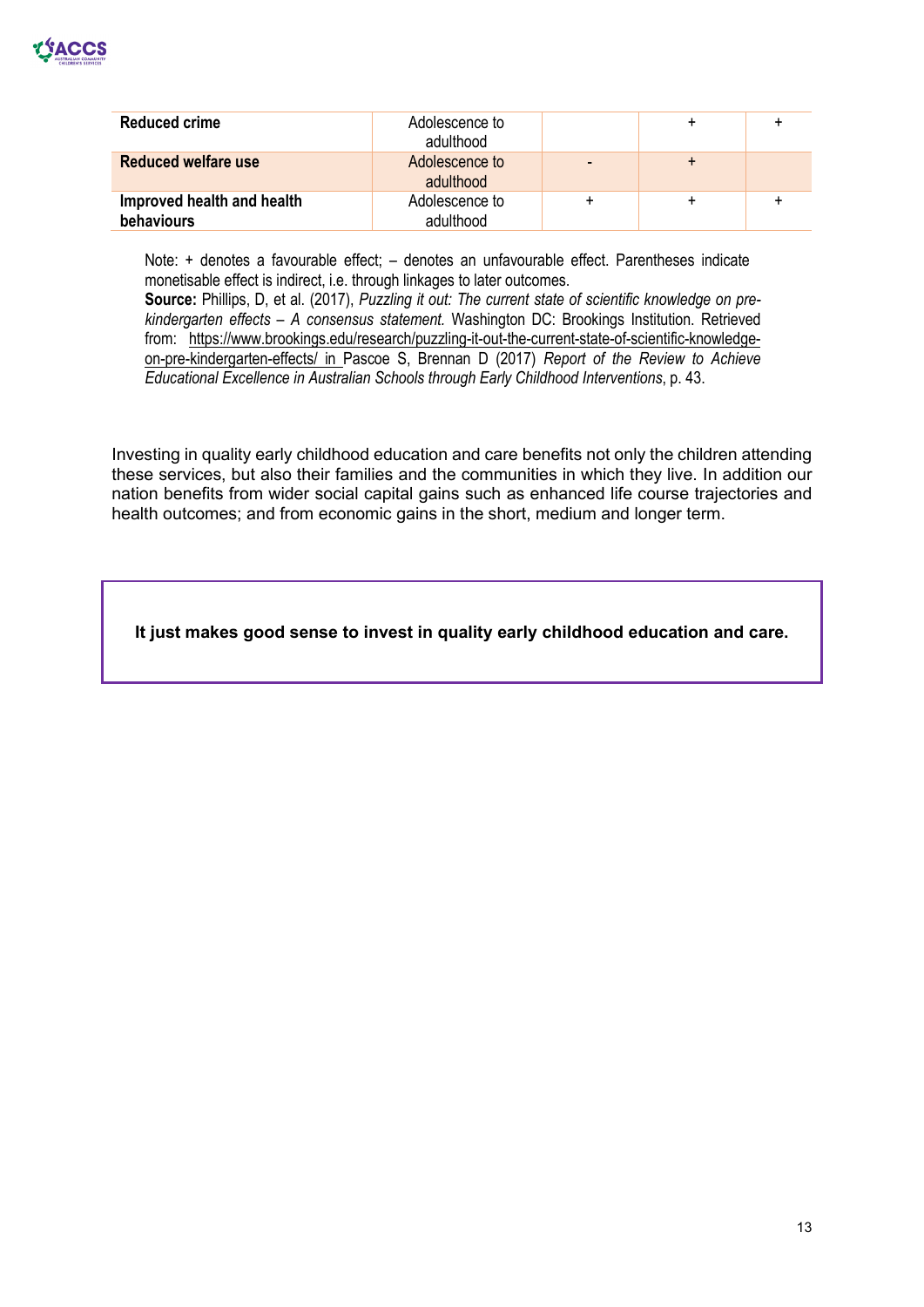| | | | | |
|---|---|---|---|---|
| **Reduced crime** | Adolescence to adulthood | | + | + |
| **Reduced welfare use** | Adolescence to adulthood | - | + | |
| **Improved health and health behaviours** | Adolescence to adulthood | + | + | + |

Note: + denotes a favourable effect; – denotes an unfavourable effect. Parentheses indicate monetisable effect is indirect, i.e. through linkages to later outcomes.
**Source:** Phillips, D, et al. (2017), *Puzzling it out: The current state of scientific knowledge on pre-kindergarten effects – A consensus statement.* Washington DC: Brookings Institution. Retrieved from: https://www.brookings.edu/research/puzzling-it-out-the-current-state-of-scientific-knowledge-on-pre-kindergarten-effects/ in Pascoe S, Brennan D (2017) *Report of the Review to Achieve Educational Excellence in Australian Schools through Early Childhood Interventions*, p. 43.

Investing in quality early childhood education and care benefits not only the children attending these services, but also their families and the communities in which they live. In addition our nation benefits from wider social capital gains such as enhanced life course trajectories and health outcomes; and from economic gains in the short, medium and longer term.

**It just makes good sense to invest in quality early childhood education and care.**